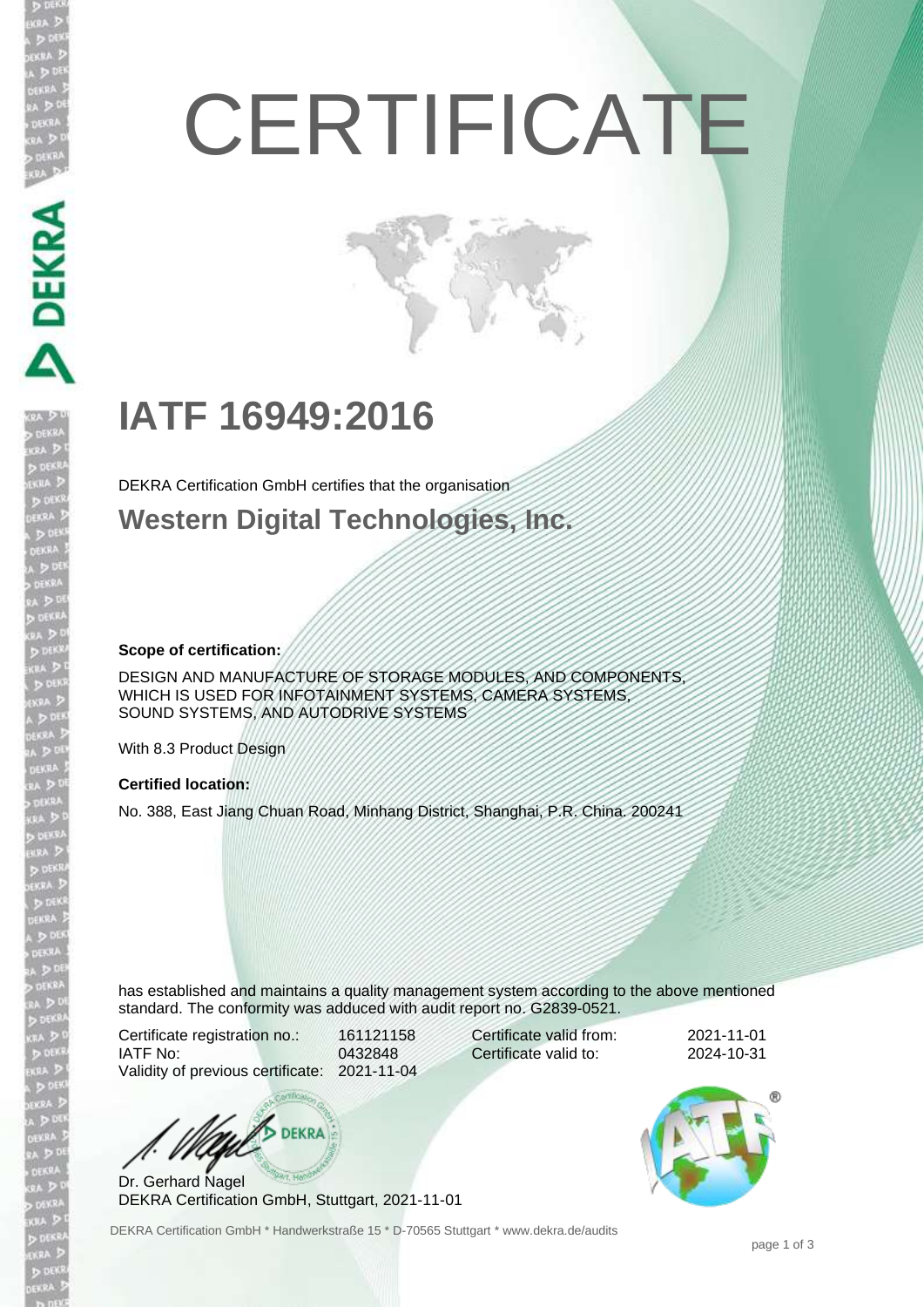# CERTIFICATE

## IATF 16949:2016

DEKRA Certification GmbH certifies that the organisation

### Western Digital Technologies, Inc.

**Scope of certification:**

DESIGN AND MANUFACTURE OF STORAGE MODULES, AND COMPONENTS, WHICH IS USED FOR INFOTAINMENT SYSTEMS, CAMERA SYSTEMS, SOUND SYSTEMS, AND AUTODRIVE SYSTEMS

With 8.3 Product Design

**Certified location:**

No. 388, East Jiang Chuan Road, Minhang District, Shanghai, P.R. China. 200241

has established and maintains a quality management system according to the above mentioned standard. The conformity was adduced with audit report no. G2839-0521.

| | | | |
|---|---|---|---|
| Certificate registration no.: | 161121158 | Certificate valid from: | 2021-11-01 |
| IATF No: | 0432848 | Certificate valid to: | 2024-10-31 |
| Validity of previous certificate: | 2021-11-04 | | |

Dr. Gerhard Nagel
DEKRA Certification GmbH, Stuttgart, 2021-11-01

DEKRA Certification GmbH * Handwerkstraße 15 * D-70565 Stuttgart * www.dekra.de/audits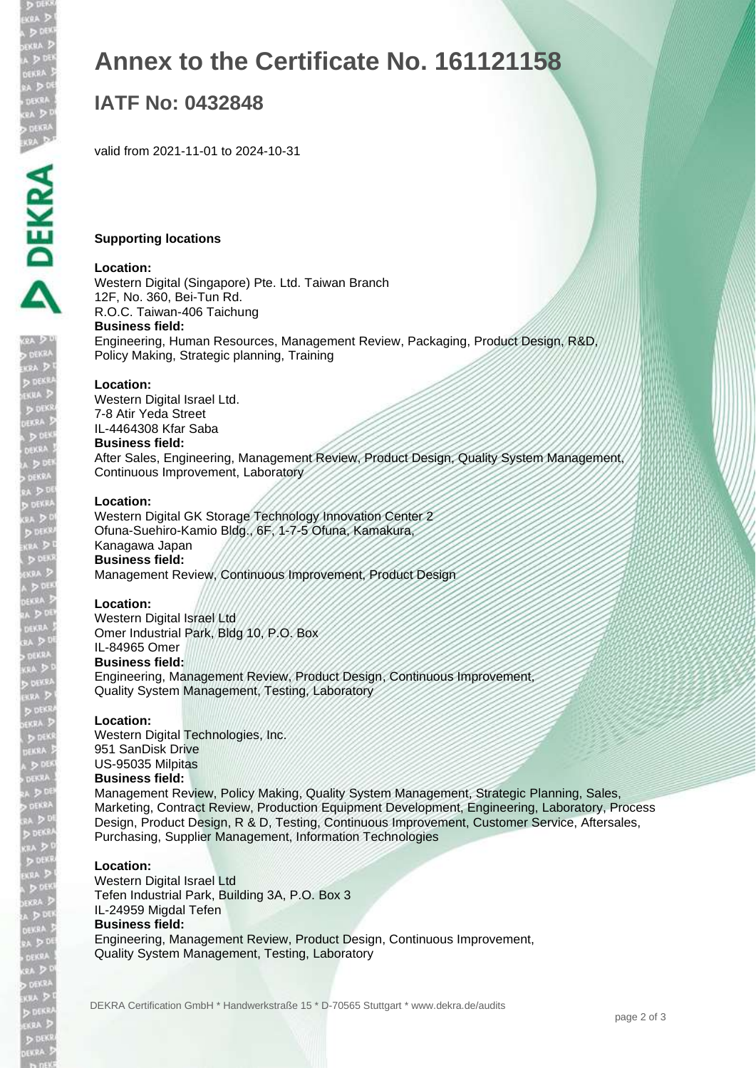# Annex to the Certificate No. 161121158

## IATF No: 0432848

valid from 2021-11-01 to 2024-10-31

**Supporting locations**

**Location:**
Western Digital (Singapore) Pte. Ltd. Taiwan Branch
12F, No. 360, Bei-Tun Rd.
R.O.C. Taiwan-406 Taichung
**Business field:**
Engineering, Human Resources, Management Review, Packaging, Product Design, R&D, Policy Making, Strategic planning, Training

**Location:**
Western Digital Israel Ltd.
7-8 Atir Yeda Street
IL-4464308 Kfar Saba
**Business field:**
After Sales, Engineering, Management Review, Product Design, Quality System Management, Continuous Improvement, Laboratory

**Location:**
Western Digital GK Storage Technology Innovation Center 2
Ofuna-Suehiro-Kamio Bldg., 6F, 1-7-5 Ofuna, Kamakura,
Kanagawa Japan
**Business field:**
Management Review, Continuous Improvement, Product Design

**Location:**
Western Digital Israel Ltd
Omer Industrial Park, Bldg 10, P.O. Box
IL-84965 Omer
**Business field:**
Engineering, Management Review, Product Design, Continuous Improvement, Quality System Management, Testing, Laboratory

**Location:**
Western Digital Technologies, Inc.
951 SanDisk Drive
US-95035 Milpitas
**Business field:**
Management Review, Policy Making, Quality System Management, Strategic Planning, Sales, Marketing, Contract Review, Production Equipment Development, Engineering, Laboratory, Process Design, Product Design, R & D, Testing, Continuous Improvement, Customer Service, Aftersales, Purchasing, Supplier Management, Information Technologies

**Location:**
Western Digital Israel Ltd
Tefen Industrial Park, Building 3A, P.O. Box 3
IL-24959 Migdal Tefen
**Business field:**
Engineering, Management Review, Product Design, Continuous Improvement, Quality System Management, Testing, Laboratory

DEKRA Certification GmbH * Handwerkstraße 15 * D-70565 Stuttgart * www.dekra.de/audits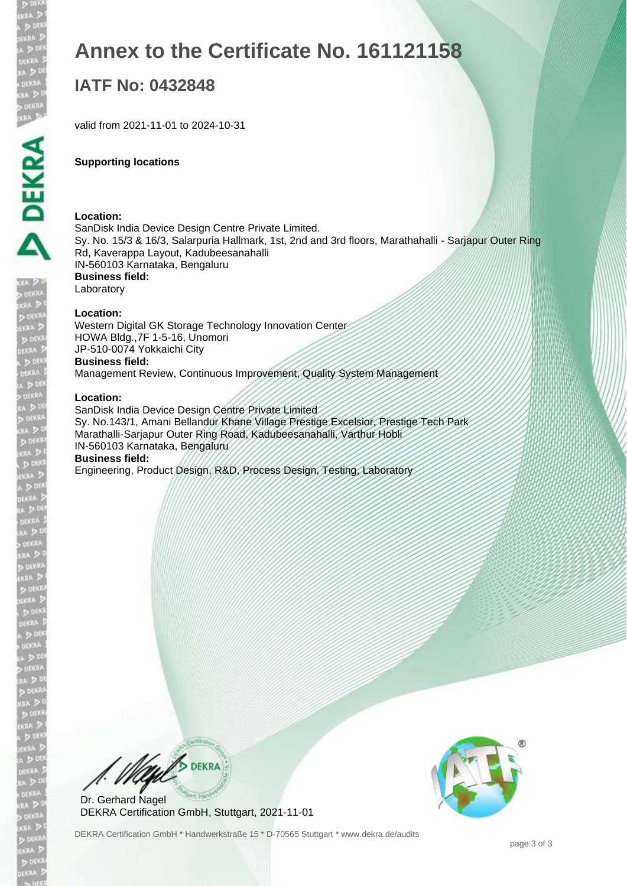# Annex to the Certificate No. 161121158

## IATF No: 0432848

valid from 2021-11-01 to 2024-10-31

**Supporting locations**

**Location:**
SanDisk India Device Design Centre Private Limited.
Sy. No. 15/3 & 16/3, Salarpuria Hallmark, 1st, 2nd and 3rd floors, Marathahalli - Sarjapur Outer Ring Rd, Kaverappa Layout, Kadubeesanahalli
IN-560103 Karnataka, Bengaluru
**Business field:**
Laboratory

**Location:**
Western Digital GK Storage Technology Innovation Center
HOWA Bldg.,7F 1-5-16, Unomori
JP-510-0074 Yokkaichi City
**Business field:**
Management Review, Continuous Improvement, Quality System Management

**Location:**
SanDisk India Device Design Centre Private Limited
Sy. No.143/1, Amani Bellandur Khane Village Prestige Excelsior, Prestige Tech Park
Marathalli-Sarjapur Outer Ring Road, Kadubeesanahalli, Varthur Hobli
IN-560103 Karnataka, Bengaluru
**Business field:**
Engineering, Product Design, R&D, Process Design, Testing, Laboratory

Dr. Gerhard Nagel
DEKRA Certification GmbH, Stuttgart, 2021-11-01

DEKRA Certification GmbH * Handwerkstraße 15 * D-70565 Stuttgart * www.dekra.de/audits